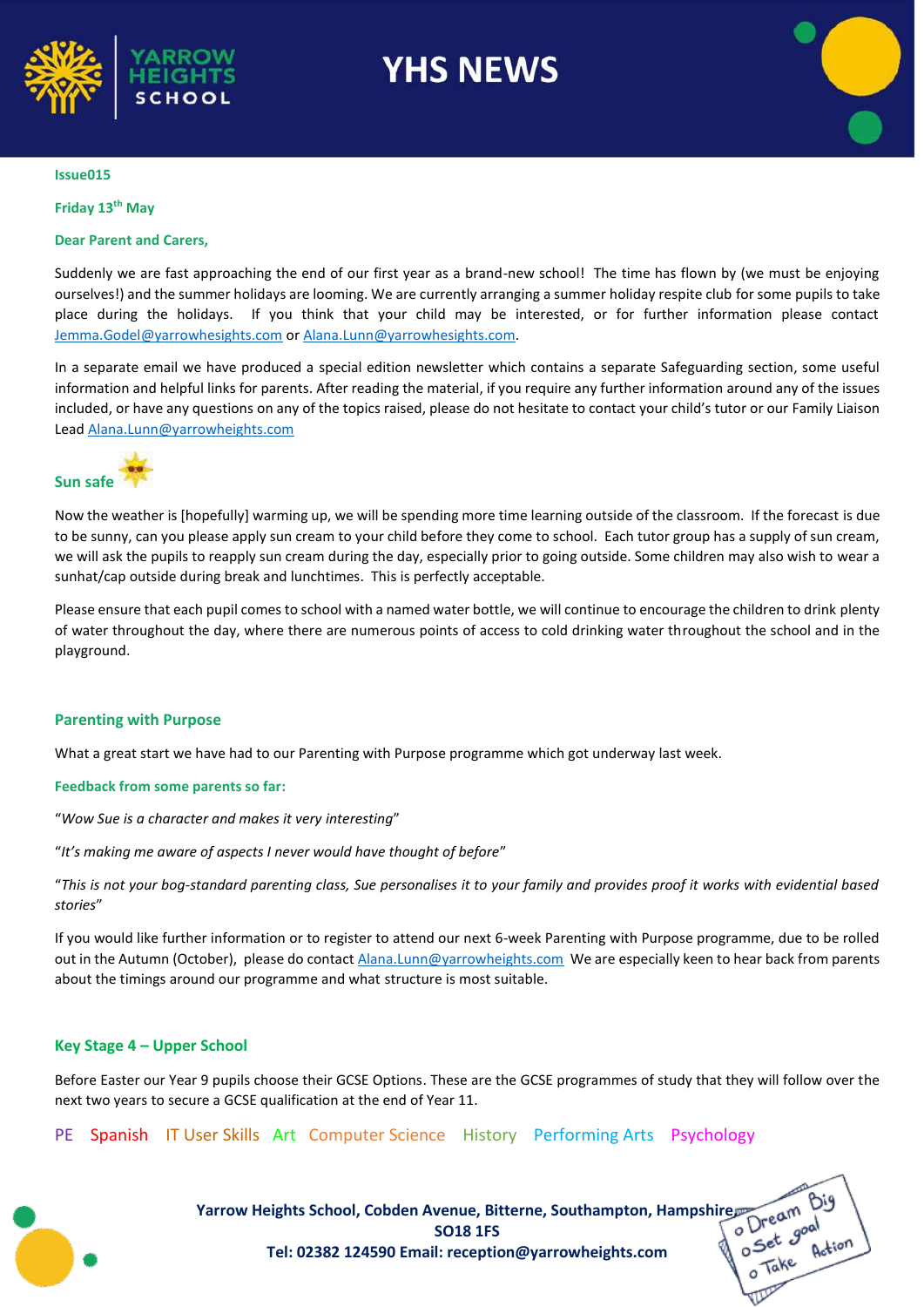# YHS NEWS

**Issue015**

**Friday 13th May**

**Dear Parent and Carers,**

Suddenly we are fast approaching the end of our first year as a brand-new school! The time has flown by (we must be enjoying ourselves!) and the summer holidays are looming. We are currently arranging a summer holiday respite club for some pupils to take place during the holidays. If you think that your child may be interested, or for further information please contact Jemma.Godel@yarrowhesights.com or Alana.Lunn@yarrowhesights.com.

In a separate email we have produced a special edition newsletter which contains a separate Safeguarding section, some useful information and helpful links for parents. After reading the material, if you require any further information around any of the issues included, or have any questions on any of the topics raised, please do not hesitate to contact your child's tutor or our Family Liaison Lead Alana.Lunn@yarrowheights.com

## Sun safe

Now the weather is [hopefully] warming up, we will be spending more time learning outside of the classroom. If the forecast is due to be sunny, can you please apply sun cream to your child before they come to school. Each tutor group has a supply of sun cream, we will ask the pupils to reapply sun cream during the day, especially prior to going outside. Some children may also wish to wear a sunhat/cap outside during break and lunchtimes. This is perfectly acceptable.

Please ensure that each pupil comes to school with a named water bottle, we will continue to encourage the children to drink plenty of water throughout the day, where there are numerous points of access to cold drinking water throughout the school and in the playground.

## Parenting with Purpose

What a great start we have had to our Parenting with Purpose programme which got underway last week.

**Feedback from some parents so far:**

"*Wow Sue is a character and makes it very interesting*"

"*It's making me aware of aspects I never would have thought of before*"

"*This is not your bog-standard parenting class, Sue personalises it to your family and provides proof it works with evidential based stories*"

If you would like further information or to register to attend our next 6-week Parenting with Purpose programme, due to be rolled out in the Autumn (October), please do contact Alana.Lunn@yarrowheights.com We are especially keen to hear back from parents about the timings around our programme and what structure is most suitable.

## Key Stage 4 – Upper School

Before Easter our Year 9 pupils choose their GCSE Options. These are the GCSE programmes of study that they will follow over the next two years to secure a GCSE qualification at the end of Year 11.

PE Spanish IT User Skills Art Computer Science History Performing Arts Psychology

**Yarrow Heights School, Cobden Avenue, Bitterne, Southampton, Hampshire SO18 1FS**
**Tel: 02382 124590 Email: reception@yarrowheights.com**

o Dream Big
o Set goal
o Take Action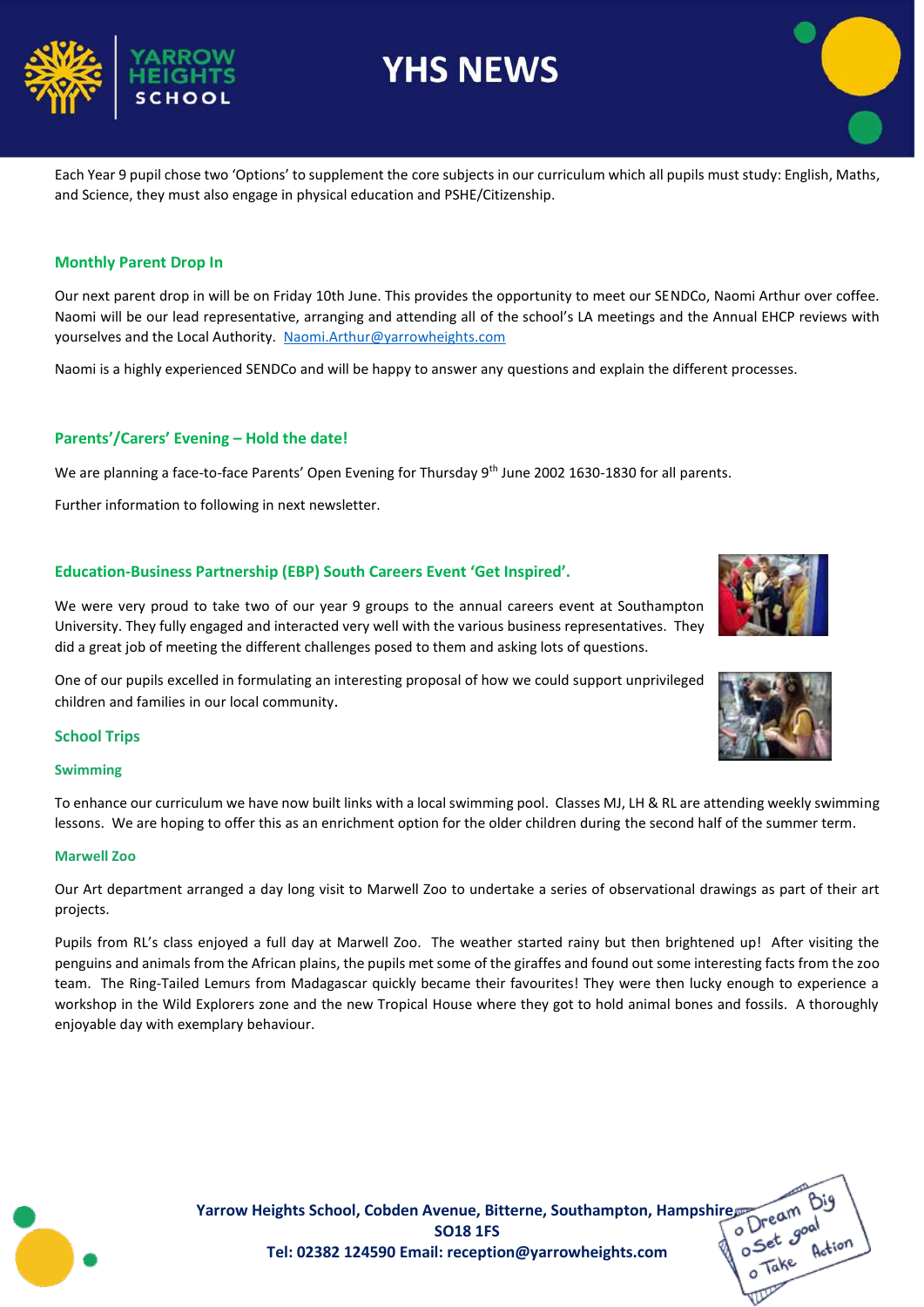Each Year 9 pupil chose two 'Options' to supplement the core subjects in our curriculum which all pupils must study: English, Maths, and Science, they must also engage in physical education and PSHE/Citizenship.

## Monthly Parent Drop In

Our next parent drop in will be on Friday 10th June. This provides the opportunity to meet our SENDCo, Naomi Arthur over coffee. Naomi will be our lead representative, arranging and attending all of the school's LA meetings and the Annual EHCP reviews with yourselves and the Local Authority. Naomi.Arthur@yarrowheights.com

Naomi is a highly experienced SENDCo and will be happy to answer any questions and explain the different processes.

## Parents'/Carers' Evening – Hold the date!

We are planning a face-to-face Parents' Open Evening for Thursday 9th June 2002 1630-1830 for all parents.

Further information to following in next newsletter.

## Education-Business Partnership (EBP) South Careers Event 'Get Inspired'.

We were very proud to take two of our year 9 groups to the annual careers event at Southampton University. They fully engaged and interacted very well with the various business representatives. They did a great job of meeting the different challenges posed to them and asking lots of questions.

One of our pupils excelled in formulating an interesting proposal of how we could support unprivileged children and families in our local community.

## School Trips

### Swimming

To enhance our curriculum we have now built links with a local swimming pool. Classes MJ, LH & RL are attending weekly swimming lessons. We are hoping to offer this as an enrichment option for the older children during the second half of the summer term.

### Marwell Zoo

Our Art department arranged a day long visit to Marwell Zoo to undertake a series of observational drawings as part of their art projects.

Pupils from RL's class enjoyed a full day at Marwell Zoo. The weather started rainy but then brightened up! After visiting the penguins and animals from the African plains, the pupils met some of the giraffes and found out some interesting facts from the zoo team. The Ring-Tailed Lemurs from Madagascar quickly became their favourites! They were then lucky enough to experience a workshop in the Wild Explorers zone and the new Tropical House where they got to hold animal bones and fossils. A thoroughly enjoyable day with exemplary behaviour.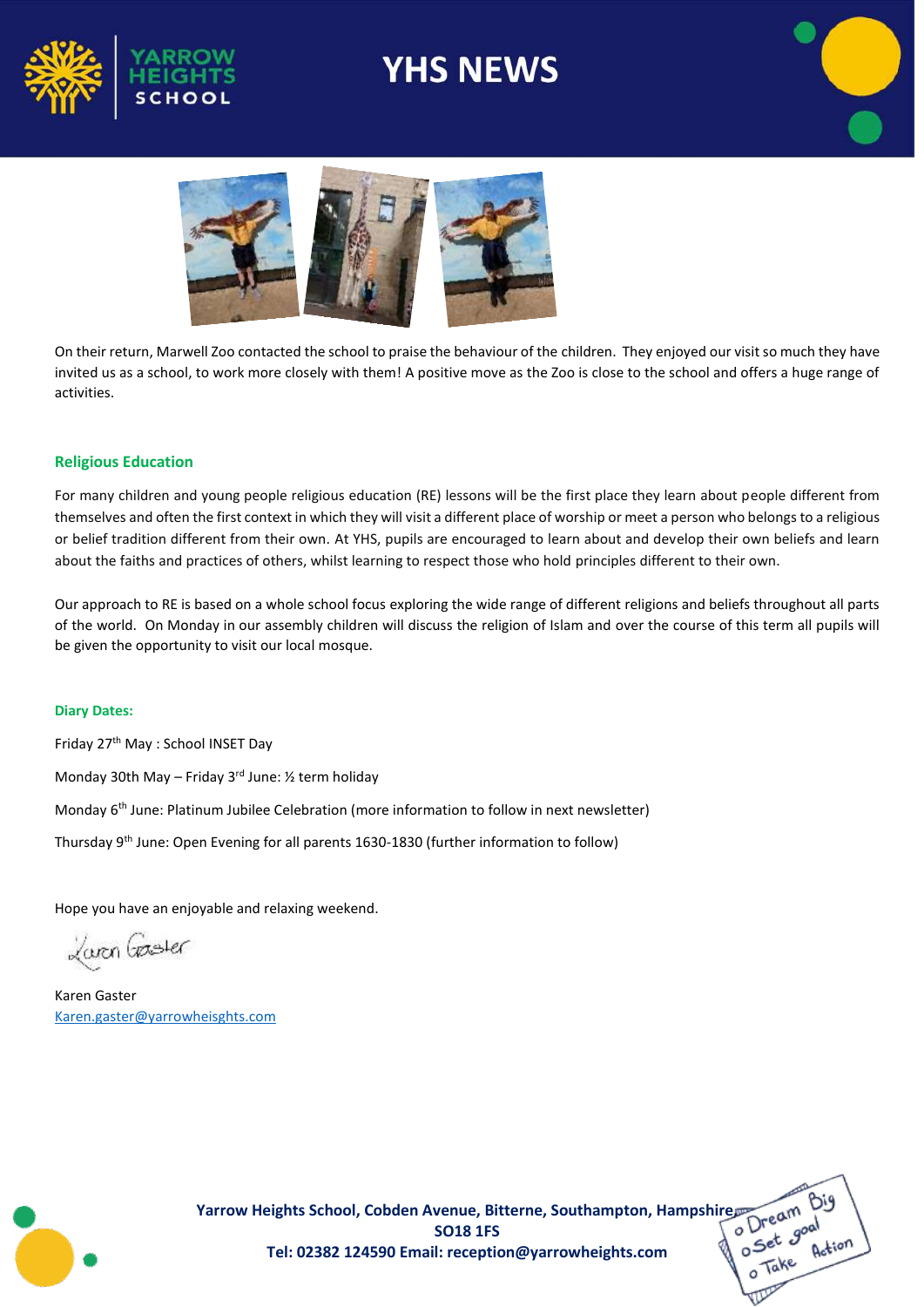On their return, Marwell Zoo contacted the school to praise the behaviour of the children. They enjoyed our visit so much they have invited us as a school, to work more closely with them! A positive move as the Zoo is close to the school and offers a huge range of activities.

## Religious Education

For many children and young people religious education (RE) lessons will be the first place they learn about people different from themselves and often the first context in which they will visit a different place of worship or meet a person who belongs to a religious or belief tradition different from their own. At YHS, pupils are encouraged to learn about and develop their own beliefs and learn about the faiths and practices of others, whilst learning to respect those who hold principles different to their own.

Our approach to RE is based on a whole school focus exploring the wide range of different religions and beliefs throughout all parts of the world. On Monday in our assembly children will discuss the religion of Islam and over the course of this term all pupils will be given the opportunity to visit our local mosque.

### Diary Dates:

Friday 27th May : School INSET Day

Monday 30th May – Friday 3rd June: ½ term holiday

Monday 6th June: Platinum Jubilee Celebration (more information to follow in next newsletter)

Thursday 9th June: Open Evening for all parents 1630-1830 (further information to follow)

Hope you have an enjoyable and relaxing weekend.

Karen Gaster

Karen.gaster@yarrowheisghts.com